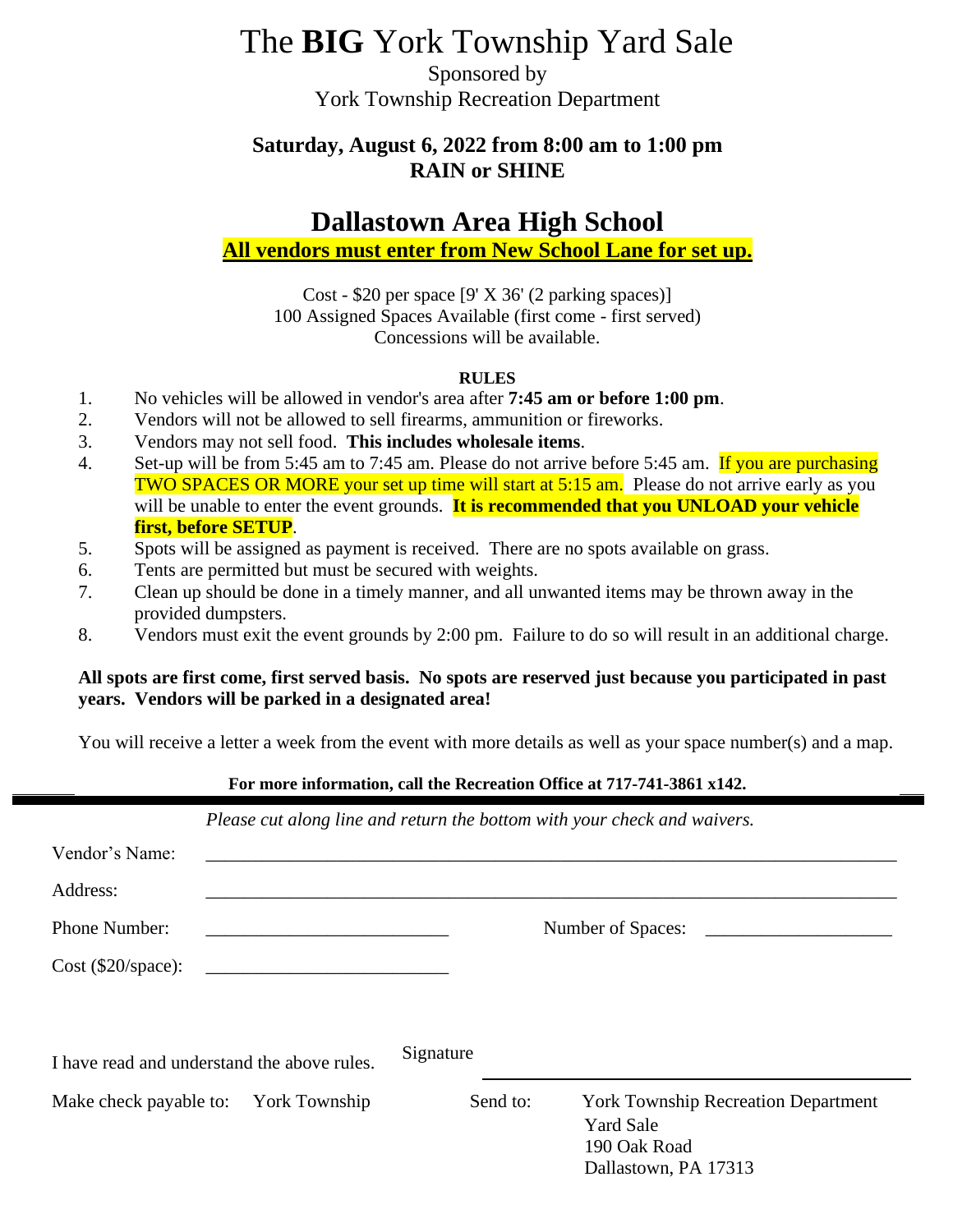# The **BIG** York Township Yard Sale

Sponsored by
York Township Recreation Department

**Saturday, August 6, 2022 from 8:00 am to 1:00 pm**
**RAIN or SHINE**

## Dallastown Area High School

**All vendors must enter from New School Lane for set up.**

Cost - $20 per space [9' X 36' (2 parking spaces)]
100 Assigned Spaces Available (first come - first served)
Concessions will be available.

**RULES**

1. No vehicles will be allowed in vendor's area after **7:45 am or before 1:00 pm**.
2. Vendors will not be allowed to sell firearms, ammunition or fireworks.
3. Vendors may not sell food. **This includes wholesale items**.
4. Set-up will be from 5:45 am to 7:45 am. Please do not arrive before 5:45 am. If you are purchasing TWO SPACES OR MORE your set up time will start at 5:15 am. Please do not arrive early as you will be unable to enter the event grounds. **It is recommended that you UNLOAD your vehicle first, before SETUP**.
5. Spots will be assigned as payment is received. There are no spots available on grass.
6. Tents are permitted but must be secured with weights.
7. Clean up should be done in a timely manner, and all unwanted items may be thrown away in the provided dumpsters.
8. Vendors must exit the event grounds by 2:00 pm. Failure to do so will result in an additional charge.

**All spots are first come, first served basis. No spots are reserved just because you participated in past years. Vendors will be parked in a designated area!**

You will receive a letter a week from the event with more details as well as your space number(s) and a map.

**For more information, call the Recreation Office at 717-741-3861 x142.**

---

*Please cut along line and return the bottom with your check and waivers.*

Vendor's Name: ______________________________

Address: ______________________________

Phone Number: ____________________ Number of Spaces: ____________________

Cost ($20/space): ____________________

I have read and understand the above rules. Signature ______________________________

Make check payable to: York Township

Send to: York Township Recreation Department
Yard Sale
190 Oak Road
Dallastown, PA 17313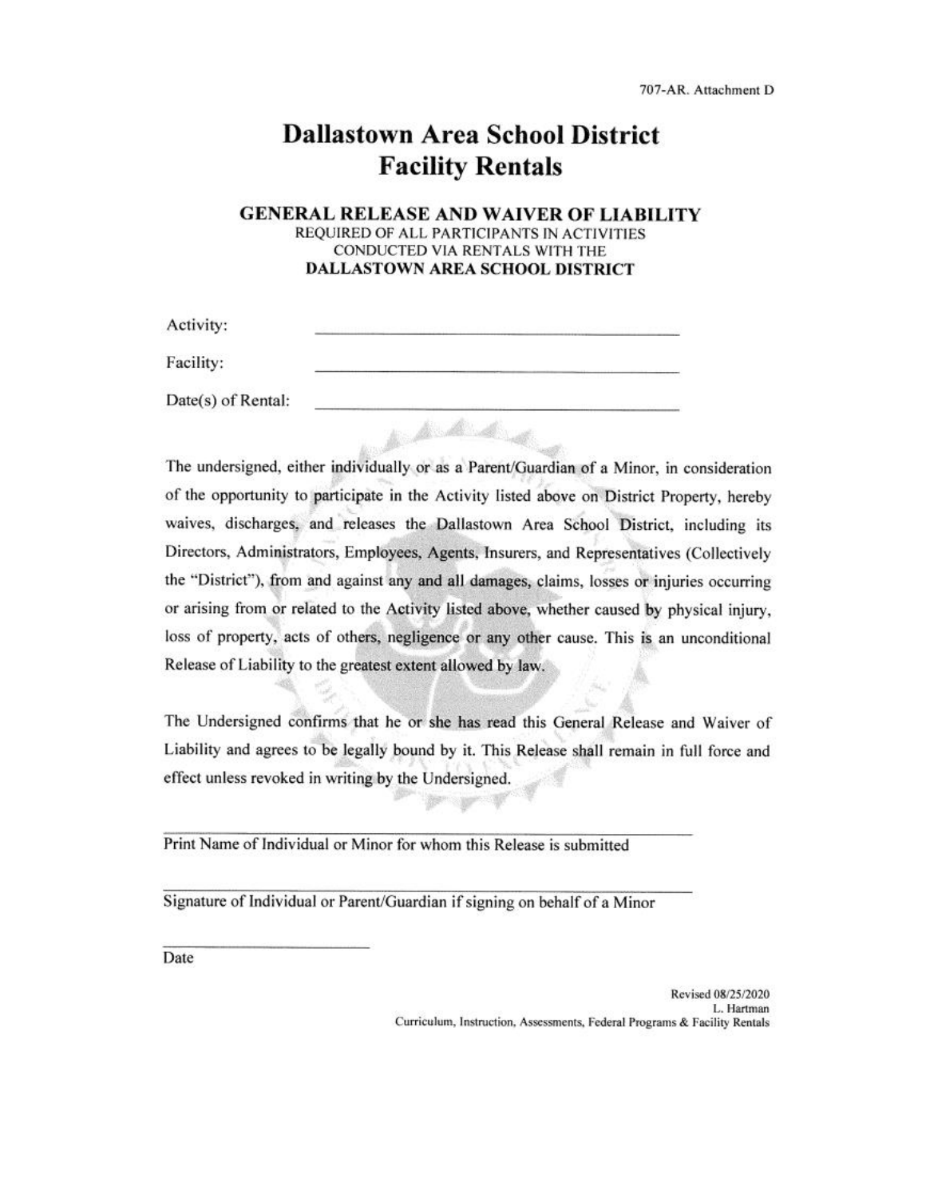707-AR. Attachment D

# Dallastown Area School District
# Facility Rentals

## GENERAL RELEASE AND WAIVER OF LIABILITY

REQUIRED OF ALL PARTICIPANTS IN ACTIVITIES
CONDUCTED VIA RENTALS WITH THE
**DALLASTOWN AREA SCHOOL DISTRICT**

Activity: ______________________________

Facility: ______________________________

Date(s) of Rental: ______________________________

The undersigned, either individually or as a Parent/Guardian of a Minor, in consideration of the opportunity to participate in the Activity listed above on District Property, hereby waives, discharges, and releases the Dallastown Area School District, including its Directors, Administrators, Employees, Agents, Insurers, and Representatives (Collectively the "District"), from and against any and all damages, claims, losses or injuries occurring or arising from or related to the Activity listed above, whether caused by physical injury, loss of property, acts of others, negligence or any other cause. This is an unconditional Release of Liability to the greatest extent allowed by law.

The Undersigned confirms that he or she has read this General Release and Waiver of Liability and agrees to be legally bound by it. This Release shall remain in full force and effect unless revoked in writing by the Undersigned.

______________________________
Print Name of Individual or Minor for whom this Release is submitted

______________________________
Signature of Individual or Parent/Guardian if signing on behalf of a Minor

______________________________
Date

Revised 08/25/2020
L. Hartman
Curriculum, Instruction, Assessments, Federal Programs & Facility Rentals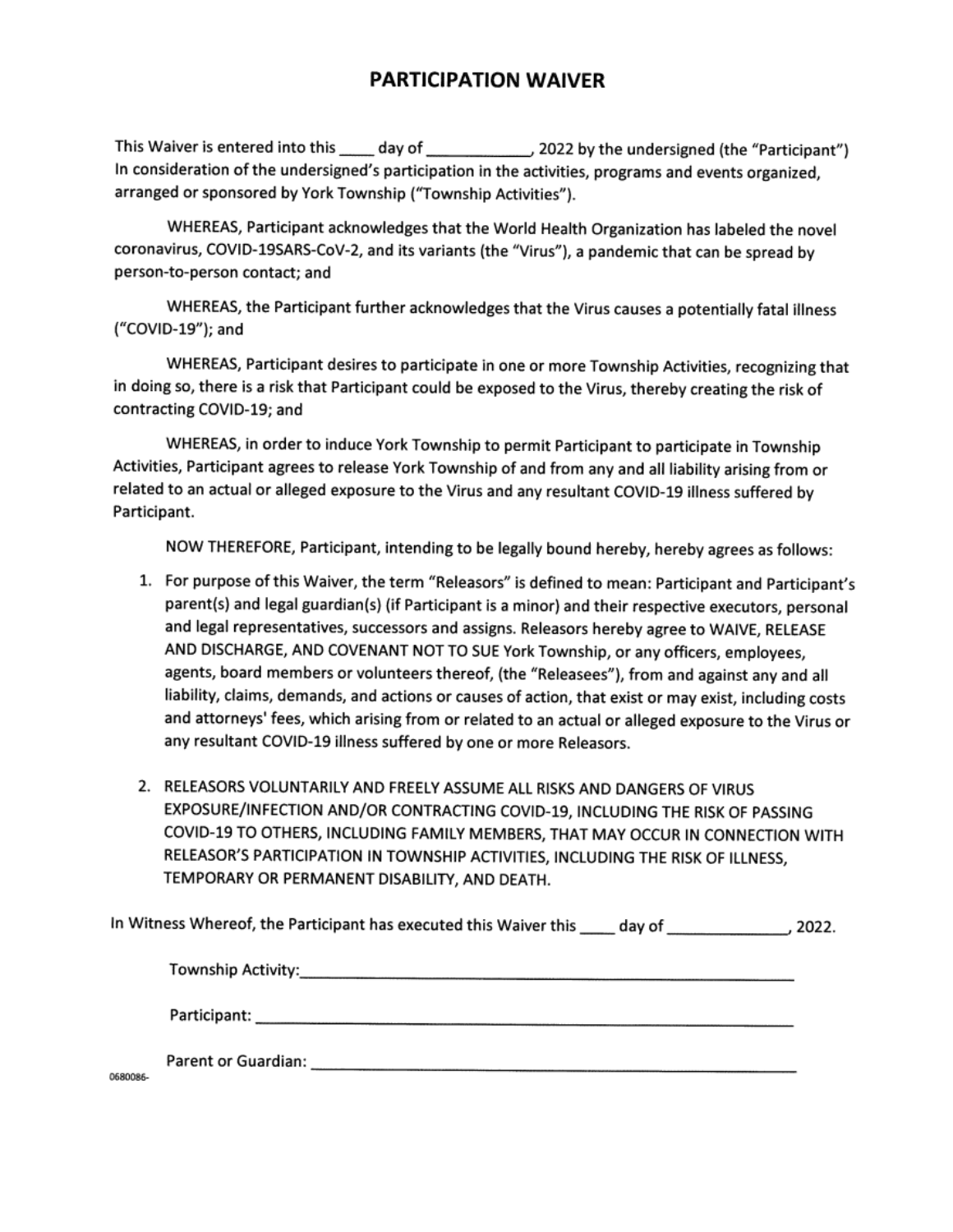# PARTICIPATION WAIVER

This Waiver is entered into this ____ day of ____________, 2022 by the undersigned (the "Participant") In consideration of the undersigned's participation in the activities, programs and events organized, arranged or sponsored by York Township ("Township Activities").

WHEREAS, Participant acknowledges that the World Health Organization has labeled the novel coronavirus, COVID-19SARS-CoV-2, and its variants (the "Virus"), a pandemic that can be spread by person-to-person contact; and

WHEREAS, the Participant further acknowledges that the Virus causes a potentially fatal illness ("COVID-19"); and

WHEREAS, Participant desires to participate in one or more Township Activities, recognizing that in doing so, there is a risk that Participant could be exposed to the Virus, thereby creating the risk of contracting COVID-19; and

WHEREAS, in order to induce York Township to permit Participant to participate in Township Activities, Participant agrees to release York Township of and from any and all liability arising from or related to an actual or alleged exposure to the Virus and any resultant COVID-19 illness suffered by Participant.

NOW THEREFORE, Participant, intending to be legally bound hereby, hereby agrees as follows:

1. For purpose of this Waiver, the term "Releasors" is defined to mean: Participant and Participant's parent(s) and legal guardian(s) (if Participant is a minor) and their respective executors, personal and legal representatives, successors and assigns. Releasors hereby agree to WAIVE, RELEASE AND DISCHARGE, AND COVENANT NOT TO SUE York Township, or any officers, employees, agents, board members or volunteers thereof, (the "Releasees"), from and against any and all liability, claims, demands, and actions or causes of action, that exist or may exist, including costs and attorneys' fees, which arising from or related to an actual or alleged exposure to the Virus or any resultant COVID-19 illness suffered by one or more Releasors.

2. RELEASORS VOLUNTARILY AND FREELY ASSUME ALL RISKS AND DANGERS OF VIRUS EXPOSURE/INFECTION AND/OR CONTRACTING COVID-19, INCLUDING THE RISK OF PASSING COVID-19 TO OTHERS, INCLUDING FAMILY MEMBERS, THAT MAY OCCUR IN CONNECTION WITH RELEASOR'S PARTICIPATION IN TOWNSHIP ACTIVITIES, INCLUDING THE RISK OF ILLNESS, TEMPORARY OR PERMANENT DISABILITY, AND DEATH.

In Witness Whereof, the Participant has executed this Waiver this ____ day of ____________, 2022.

Township Activity: ____________________________________________

Participant: ____________________________________________

Parent or Guardian: ____________________________________________

0680086-